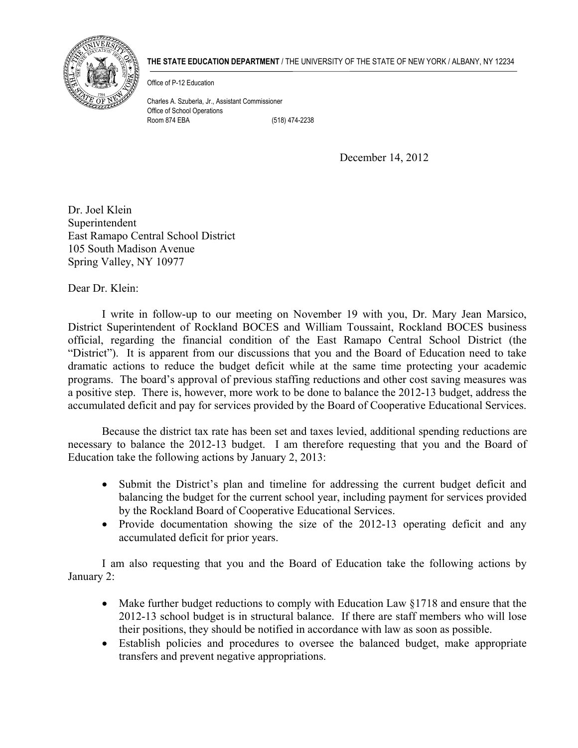**THE STATE EDUCATION DEPARTMENT** / THE UNIVERSITY OF THE STATE OF NEW YORK / ALBANY, NY 12234

Office of P-12 Education

Charles A. Szuberla, Jr., Assistant Commissioner
Office of School Operations
Room 874 EBA (518) 474-2238

December 14, 2012

Dr. Joel Klein
Superintendent
East Ramapo Central School District
105 South Madison Avenue
Spring Valley, NY 10977

Dear Dr. Klein:

I write in follow-up to our meeting on November 19 with you, Dr. Mary Jean Marsico, District Superintendent of Rockland BOCES and William Toussaint, Rockland BOCES business official, regarding the financial condition of the East Ramapo Central School District (the "District"). It is apparent from our discussions that you and the Board of Education need to take dramatic actions to reduce the budget deficit while at the same time protecting your academic programs. The board's approval of previous staffing reductions and other cost saving measures was a positive step. There is, however, more work to be done to balance the 2012-13 budget, address the accumulated deficit and pay for services provided by the Board of Cooperative Educational Services.

Because the district tax rate has been set and taxes levied, additional spending reductions are necessary to balance the 2012-13 budget. I am therefore requesting that you and the Board of Education take the following actions by January 2, 2013:

- Submit the District's plan and timeline for addressing the current budget deficit and balancing the budget for the current school year, including payment for services provided by the Rockland Board of Cooperative Educational Services.
- Provide documentation showing the size of the 2012-13 operating deficit and any accumulated deficit for prior years.

I am also requesting that you and the Board of Education take the following actions by January 2:

- Make further budget reductions to comply with Education Law §1718 and ensure that the 2012-13 school budget is in structural balance. If there are staff members who will lose their positions, they should be notified in accordance with law as soon as possible.
- Establish policies and procedures to oversee the balanced budget, make appropriate transfers and prevent negative appropriations.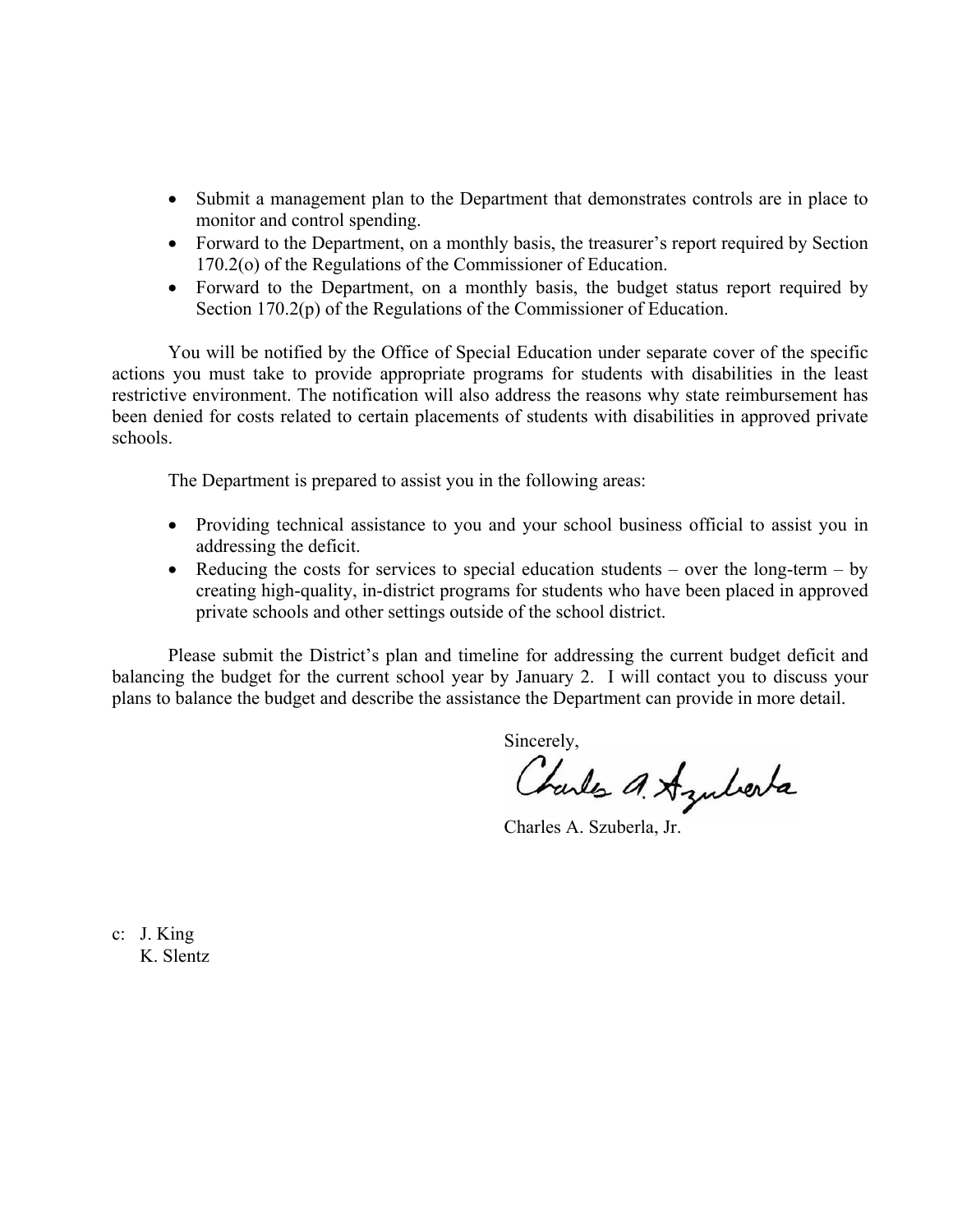- Submit a management plan to the Department that demonstrates controls are in place to monitor and control spending.
- Forward to the Department, on a monthly basis, the treasurer's report required by Section 170.2(o) of the Regulations of the Commissioner of Education.
- Forward to the Department, on a monthly basis, the budget status report required by Section 170.2(p) of the Regulations of the Commissioner of Education.

You will be notified by the Office of Special Education under separate cover of the specific actions you must take to provide appropriate programs for students with disabilities in the least restrictive environment. The notification will also address the reasons why state reimbursement has been denied for costs related to certain placements of students with disabilities in approved private schools.

The Department is prepared to assist you in the following areas:

- Providing technical assistance to you and your school business official to assist you in addressing the deficit.
- Reducing the costs for services to special education students – over the long-term – by creating high-quality, in-district programs for students who have been placed in approved private schools and other settings outside of the school district.

Please submit the District's plan and timeline for addressing the current budget deficit and balancing the budget for the current school year by January 2. I will contact you to discuss your plans to balance the budget and describe the assistance the Department can provide in more detail.

Sincerely,

Charles A. Szuberla

Charles A. Szuberla, Jr.

c: J. King
K. Slentz